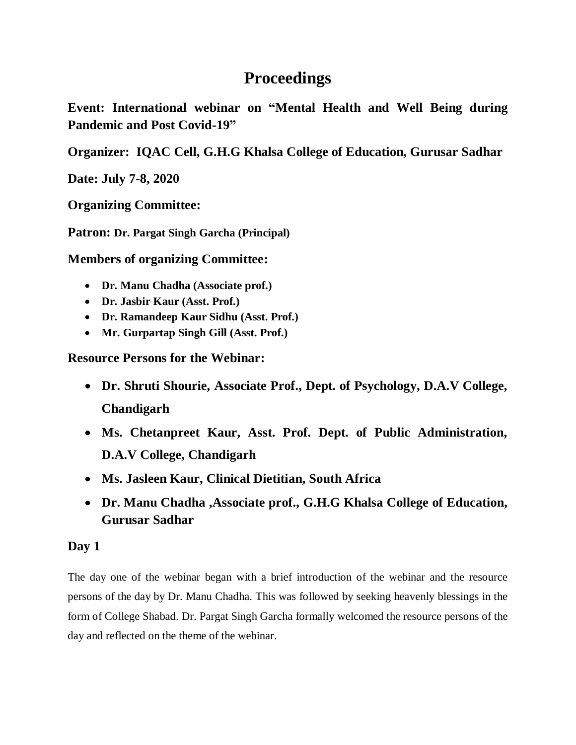# Proceedings

**Event: International webinar on "Mental Health and Well Being during Pandemic and Post Covid-19"**

**Organizer: IQAC Cell, G.H.G Khalsa College of Education, Gurusar Sadhar**

**Date: July 7-8, 2020**

**Organizing Committee:**

**Patron: Dr. Pargat Singh Garcha (Principal)**

**Members of organizing Committee:**

- **Dr. Manu Chadha (Associate prof.)**
- **Dr. Jasbir Kaur (Asst. Prof.)**
- **Dr. Ramandeep Kaur Sidhu (Asst. Prof.)**
- **Mr. Gurpartap Singh Gill (Asst. Prof.)**

**Resource Persons for the Webinar:**

- **Dr. Shruti Shourie, Associate Prof., Dept. of Psychology, D.A.V College, Chandigarh**
- **Ms. Chetanpreet Kaur, Asst. Prof. Dept. of Public Administration, D.A.V College, Chandigarh**
- **Ms. Jasleen Kaur, Clinical Dietitian, South Africa**
- **Dr. Manu Chadha ,Associate prof., G.H.G Khalsa College of Education, Gurusar Sadhar**

## Day 1

The day one of the webinar began with a brief introduction of the webinar and the resource persons of the day by Dr. Manu Chadha. This was followed by seeking heavenly blessings in the form of College Shabad. Dr. Pargat Singh Garcha formally welcomed the resource persons of the day and reflected on the theme of the webinar.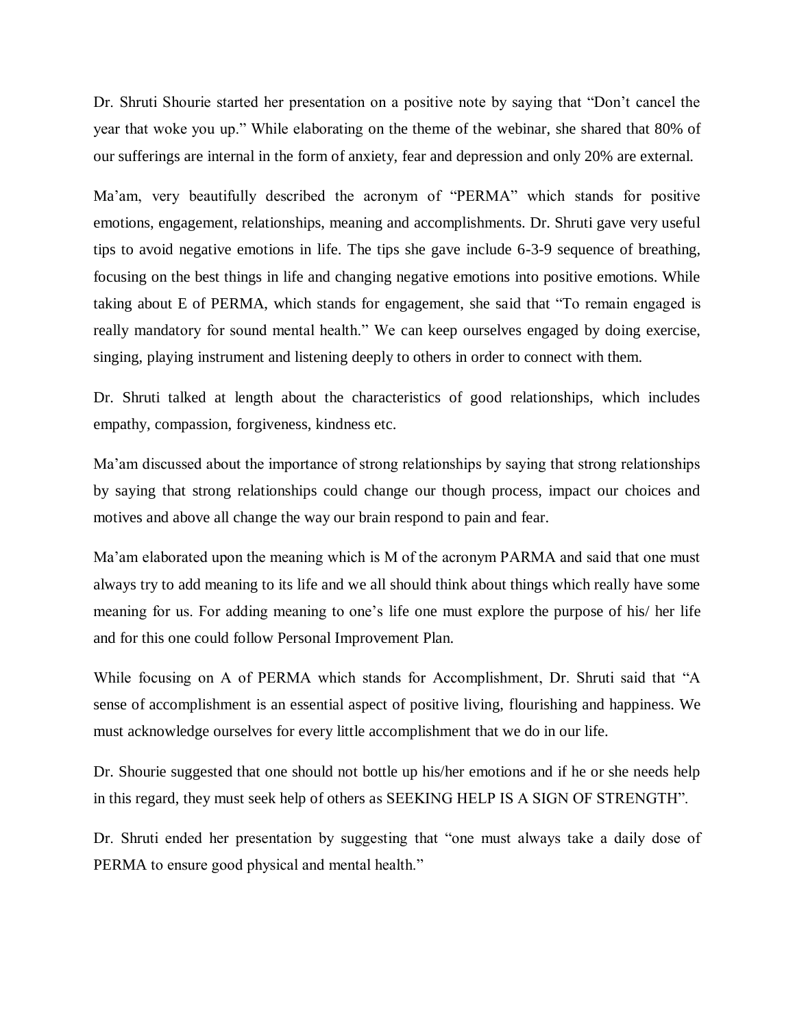Dr. Shruti Shourie started her presentation on a positive note by saying that "Don't cancel the year that woke you up." While elaborating on the theme of the webinar, she shared that 80% of our sufferings are internal in the form of anxiety, fear and depression and only 20% are external.

Ma'am, very beautifully described the acronym of "PERMA" which stands for positive emotions, engagement, relationships, meaning and accomplishments. Dr. Shruti gave very useful tips to avoid negative emotions in life. The tips she gave include 6-3-9 sequence of breathing, focusing on the best things in life and changing negative emotions into positive emotions. While taking about E of PERMA, which stands for engagement, she said that "To remain engaged is really mandatory for sound mental health." We can keep ourselves engaged by doing exercise, singing, playing instrument and listening deeply to others in order to connect with them.

Dr. Shruti talked at length about the characteristics of good relationships, which includes empathy, compassion, forgiveness, kindness etc.

Ma'am discussed about the importance of strong relationships by saying that strong relationships by saying that strong relationships could change our though process, impact our choices and motives and above all change the way our brain respond to pain and fear.

Ma'am elaborated upon the meaning which is M of the acronym PARMA and said that one must always try to add meaning to its life and we all should think about things which really have some meaning for us. For adding meaning to one's life one must explore the purpose of his/ her life and for this one could follow Personal Improvement Plan.

While focusing on A of PERMA which stands for Accomplishment, Dr. Shruti said that "A sense of accomplishment is an essential aspect of positive living, flourishing and happiness. We must acknowledge ourselves for every little accomplishment that we do in our life.

Dr. Shourie suggested that one should not bottle up his/her emotions and if he or she needs help in this regard, they must seek help of others as SEEKING HELP IS A SIGN OF STRENGTH".

Dr. Shruti ended her presentation by suggesting that "one must always take a daily dose of PERMA to ensure good physical and mental health."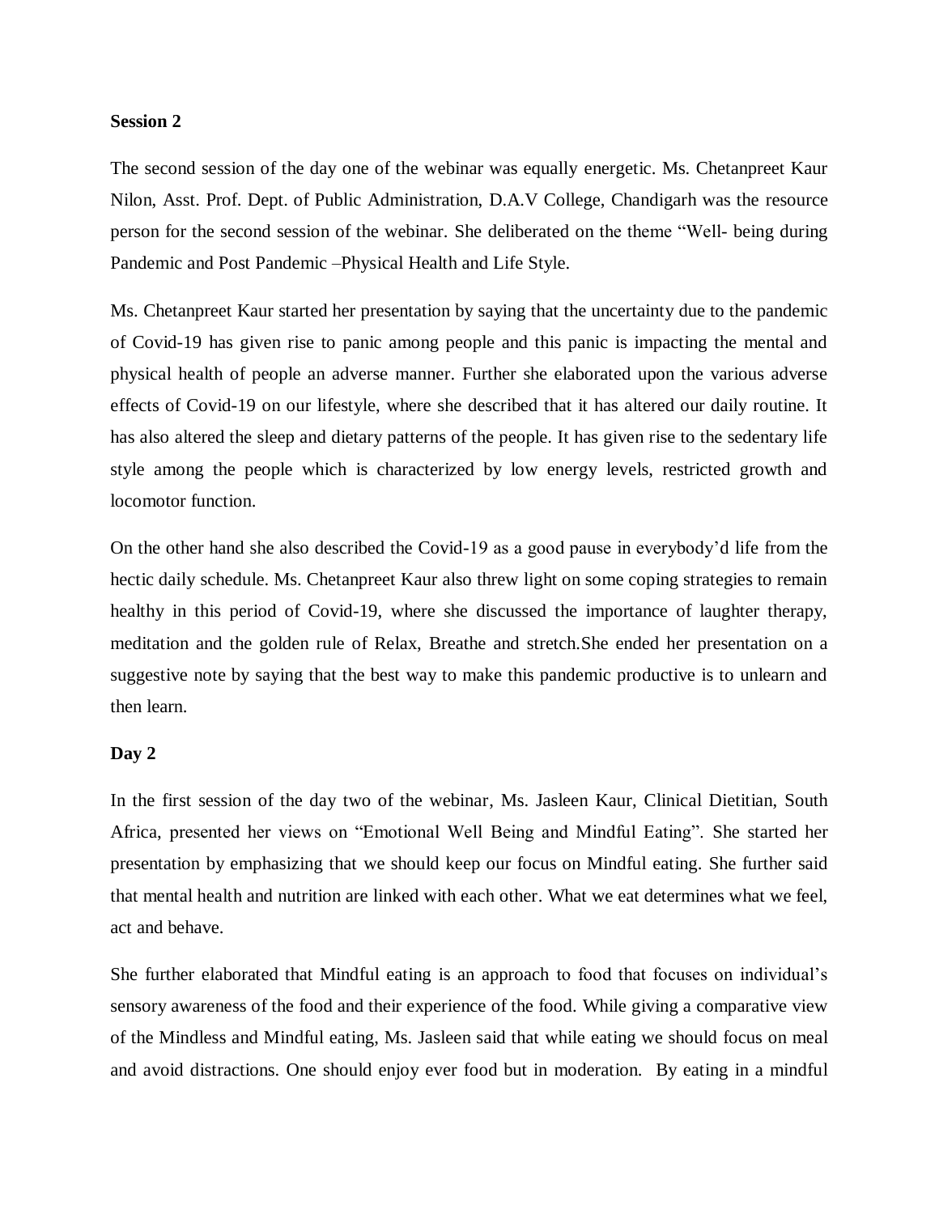**Session 2**

The second session of the day one of the webinar was equally energetic. Ms. Chetanpreet Kaur Nilon, Asst. Prof. Dept. of Public Administration, D.A.V College, Chandigarh was the resource person for the second session of the webinar. She deliberated on the theme "Well- being during Pandemic and Post Pandemic –Physical Health and Life Style.

Ms. Chetanpreet Kaur started her presentation by saying that the uncertainty due to the pandemic of Covid-19 has given rise to panic among people and this panic is impacting the mental and physical health of people an adverse manner. Further she elaborated upon the various adverse effects of Covid-19 on our lifestyle, where she described that it has altered our daily routine. It has also altered the sleep and dietary patterns of the people. It has given rise to the sedentary life style among the people which is characterized by low energy levels, restricted growth and locomotor function.

On the other hand she also described the Covid-19 as a good pause in everybody'd life from the hectic daily schedule. Ms. Chetanpreet Kaur also threw light on some coping strategies to remain healthy in this period of Covid-19, where she discussed the importance of laughter therapy, meditation and the golden rule of Relax, Breathe and stretch.She ended her presentation on a suggestive note by saying that the best way to make this pandemic productive is to unlearn and then learn.

**Day 2**

In the first session of the day two of the webinar, Ms. Jasleen Kaur, Clinical Dietitian, South Africa, presented her views on "Emotional Well Being and Mindful Eating". She started her presentation by emphasizing that we should keep our focus on Mindful eating. She further said that mental health and nutrition are linked with each other. What we eat determines what we feel, act and behave.

She further elaborated that Mindful eating is an approach to food that focuses on individual's sensory awareness of the food and their experience of the food. While giving a comparative view of the Mindless and Mindful eating, Ms. Jasleen said that while eating we should focus on meal and avoid distractions. One should enjoy ever food but in moderation. By eating in a mindful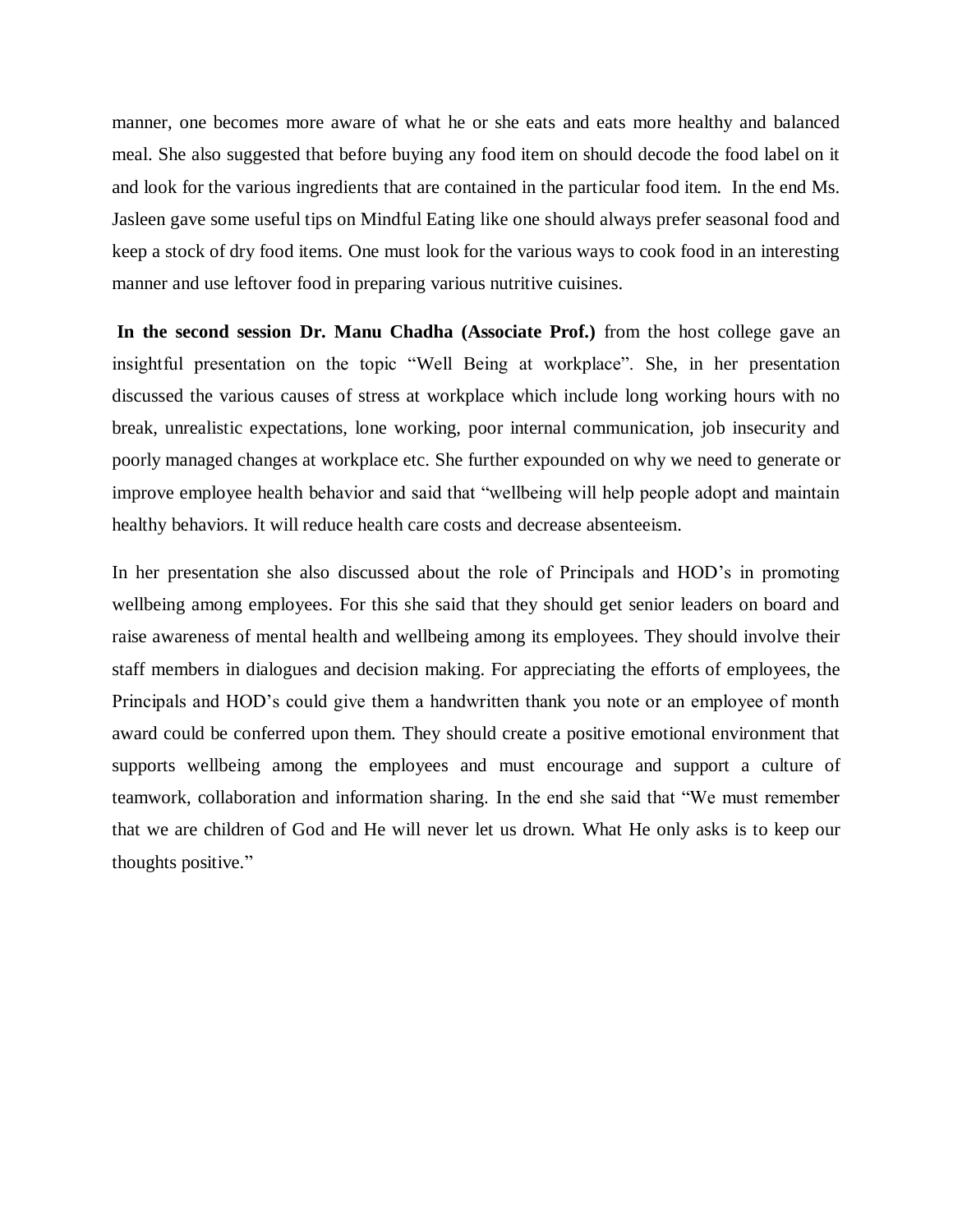manner, one becomes more aware of what he or she eats and eats more healthy and balanced meal. She also suggested that before buying any food item on should decode the food label on it and look for the various ingredients that are contained in the particular food item. In the end Ms. Jasleen gave some useful tips on Mindful Eating like one should always prefer seasonal food and keep a stock of dry food items. One must look for the various ways to cook food in an interesting manner and use leftover food in preparing various nutritive cuisines.

**In the second session Dr. Manu Chadha (Associate Prof.)** from the host college gave an insightful presentation on the topic "Well Being at workplace". She, in her presentation discussed the various causes of stress at workplace which include long working hours with no break, unrealistic expectations, lone working, poor internal communication, job insecurity and poorly managed changes at workplace etc. She further expounded on why we need to generate or improve employee health behavior and said that "wellbeing will help people adopt and maintain healthy behaviors. It will reduce health care costs and decrease absenteeism.

In her presentation she also discussed about the role of Principals and HOD's in promoting wellbeing among employees. For this she said that they should get senior leaders on board and raise awareness of mental health and wellbeing among its employees. They should involve their staff members in dialogues and decision making. For appreciating the efforts of employees, the Principals and HOD's could give them a handwritten thank you note or an employee of month award could be conferred upon them. They should create a positive emotional environment that supports wellbeing among the employees and must encourage and support a culture of teamwork, collaboration and information sharing. In the end she said that "We must remember that we are children of God and He will never let us drown. What He only asks is to keep our thoughts positive."